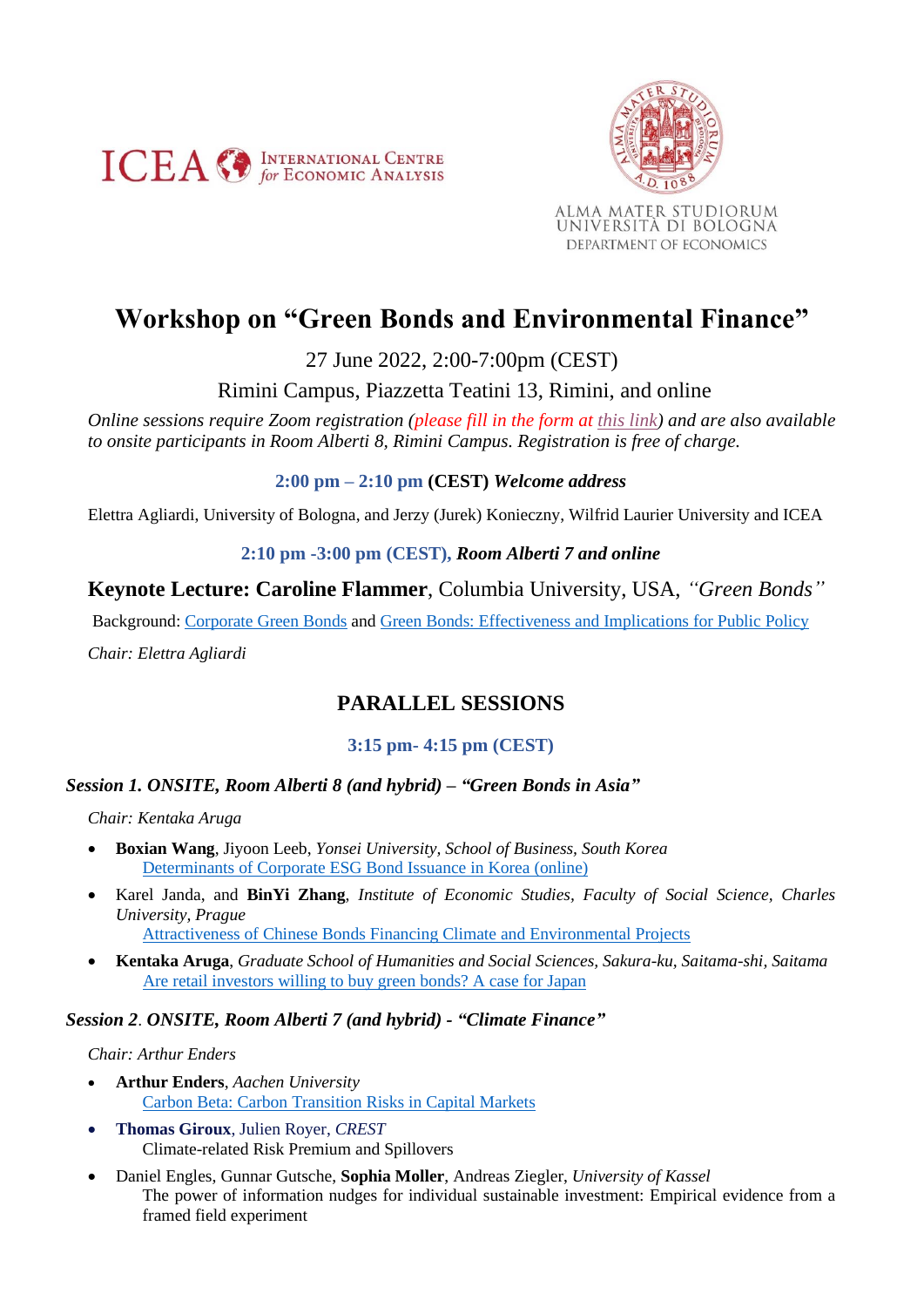ICEA INTERNATIONAL CENTRE *for* ECONOMIC ANALYSIS

ALMA MATER STUDIORUM
UNIVERSITÀ DI BOLOGNA
DEPARTMENT OF ECONOMICS

# Workshop on "Green Bonds and Environmental Finance"

27 June 2022, 2:00-7:00pm (CEST)

Rimini Campus, Piazzetta Teatini 13, Rimini, and online

*Online sessions require Zoom registration (please fill in the form at this link) and are also available to onsite participants in Room Alberti 8, Rimini Campus. Registration is free of charge.*

**2:00 pm – 2:10 pm (CEST)** ***Welcome address***

Elettra Agliardi, University of Bologna, and Jerzy (Jurek) Konieczny, Wilfrid Laurier University and ICEA

**2:10 pm -3:00 pm (CEST),** ***Room Alberti 7 and online***

## Keynote Lecture: Caroline Flammer, Columbia University, USA, *"Green Bonds"*

Background: Corporate Green Bonds and Green Bonds: Effectiveness and Implications for Public Policy

*Chair: Elettra Agliardi*

## PARALLEL SESSIONS

**3:15 pm- 4:15 pm (CEST)**

### *Session 1. ONSITE, Room Alberti 8 (and hybrid) – "Green Bonds in Asia"*

*Chair: Kentaka Aruga*

- **Boxian Wang**, Jiyoon Leeb, *Yonsei University, School of Business, South Korea*
  Determinants of Corporate ESG Bond Issuance in Korea (online)
- Karel Janda, and **BinYi Zhang**, *Institute of Economic Studies, Faculty of Social Science, Charles University, Prague*
  Attractiveness of Chinese Bonds Financing Climate and Environmental Projects
- **Kentaka Aruga**, *Graduate School of Humanities and Social Sciences, Sakura-ku, Saitama-shi, Saitama*
  Are retail investors willing to buy green bonds? A case for Japan

### *Session 2. ONSITE, Room Alberti 7 (and hybrid) - "Climate Finance"*

*Chair: Arthur Enders*

- **Arthur Enders**, *Aachen University*
  Carbon Beta: Carbon Transition Risks in Capital Markets
- **Thomas Giroux**, Julien Royer, *CREST*
  Climate-related Risk Premium and Spillovers
- Daniel Engles, Gunnar Gutsche, **Sophia Moller**, Andreas Ziegler, *University of Kassel*
  The power of information nudges for individual sustainable investment: Empirical evidence from a framed field experiment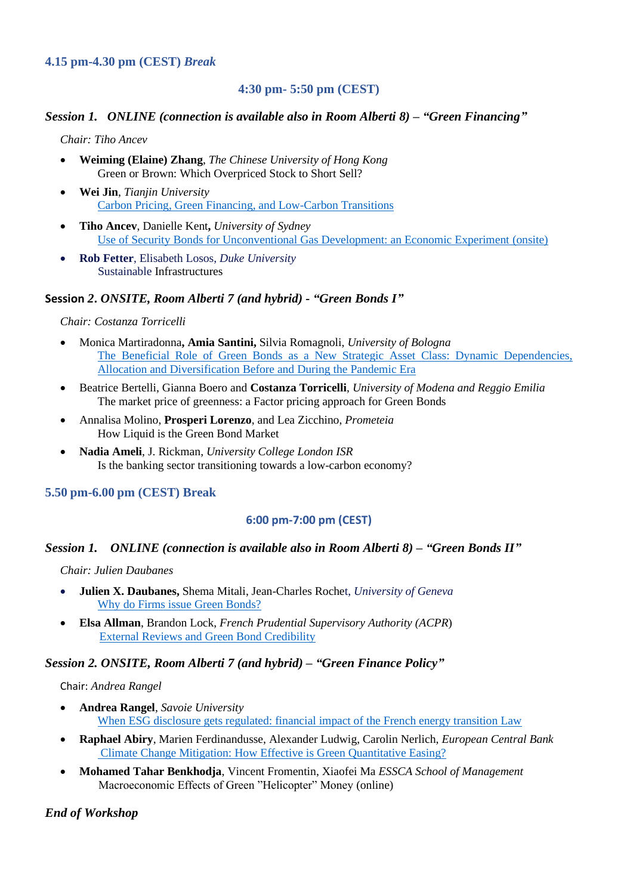**4.15 pm-4.30 pm (CEST) *Break***

**4:30 pm- 5:50 pm (CEST)**

***Session 1. ONLINE (connection is available also in Room Alberti 8) – "Green Financing"***

*Chair: Tiho Ancev*

- **Weiming (Elaine) Zhang**, *The Chinese University of Hong Kong*
  Green or Brown: Which Overpriced Stock to Short Sell?
- **Wei Jin**, *Tianjin University*
  Carbon Pricing, Green Financing, and Low-Carbon Transitions
- **Tiho Ancev**, Danielle Kent**,** *University of Sydney*
  Use of Security Bonds for Unconventional Gas Development: an Economic Experiment (onsite)
- **Rob Fetter**, Elisabeth Losos, *Duke University*
  Sustainable Infrastructures

**Session *2. ONSITE, Room Alberti 7 (and hybrid) - "Green Bonds I"***

*Chair: Costanza Torricelli*

- Monica Martiradonna**, Amia Santini,** Silvia Romagnoli, *University of Bologna*
  The Beneficial Role of Green Bonds as a New Strategic Asset Class: Dynamic Dependencies, Allocation and Diversification Before and During the Pandemic Era
- Beatrice Bertelli, Gianna Boero and **Costanza Torricelli**, *University of Modena and Reggio Emilia*
  The market price of greenness: a Factor pricing approach for Green Bonds
- Annalisa Molino, **Prosperi Lorenzo**, and Lea Zicchino, *Prometeia*
  How Liquid is the Green Bond Market
- **Nadia Ameli**, J. Rickman, *University College London ISR*
  Is the banking sector transitioning towards a low-carbon economy?

**5.50 pm-6.00 pm (CEST) Break**

**6:00 pm-7:00 pm (CEST)**

***Session 1. ONLINE (connection is available also in Room Alberti 8) – "Green Bonds II"***

*Chair: Julien Daubanes*

- **Julien X. Daubanes,** Shema Mitali, Jean-Charles Rochet, *University of Geneva*
  Why do Firms issue Green Bonds?
- **Elsa Allman**, Brandon Lock, *French Prudential Supervisory Authority (ACPR*)
  External Reviews and Green Bond Credibility

***Session 2. ONSITE, Room Alberti 7 (and hybrid) – "Green Finance Policy"***

Chair: *Andrea Rangel*

- **Andrea Rangel**, *Savoie University*
  When ESG disclosure gets regulated: financial impact of the French energy transition Law
- **Raphael Abiry**, Marien Ferdinandusse, Alexander Ludwig, Carolin Nerlich, *European Central Bank*
  Climate Change Mitigation: How Effective is Green Quantitative Easing?
- **Mohamed Tahar Benkhodja**, Vincent Fromentin, Xiaofei Ma *ESSCA School of Management*
  Macroeconomic Effects of Green "Helicopter" Money (online)

***End of Workshop***